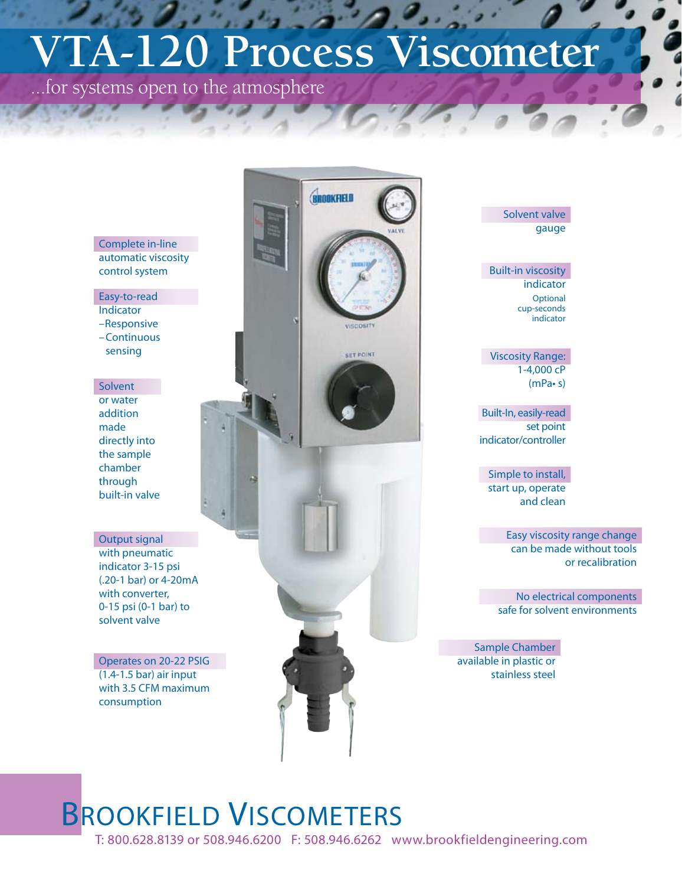# VTA-120 Process Viscometer

...for systems open to the atmosphere

**Complete in-line** automatic viscosity control system

**Easy-to-read** Indicator
- –Responsive
- –Continuous sensing

**Solvent** or water addition made directly into the sample chamber through built-in valve

**Output signal** with pneumatic indicator 3-15 psi (.20-1 bar) or 4-20mA with converter, 0-15 psi (0-1 bar) to solvent valve

**Operates on 20-22 PSIG** (1.4-1.5 bar) air input with 3.5 CFM maximum consumption

**Solvent valve** gauge

**Built-in viscosity** indicator

Optional cup-seconds indicator

**Viscosity Range:** 1-4,000 cP (mPa• s)

**Built-In, easily-read** set point indicator/controller

**Simple to install,** start up, operate and clean

**Easy viscosity range change** can be made without tools or recalibration

**No electrical components** safe for solvent environments

**Sample Chamber** available in plastic or stainless steel

## Brookfield Viscometers

T: 800.628.8139 or 508.946.6200 F: 508.946.6262 www.brookfieldengineering.com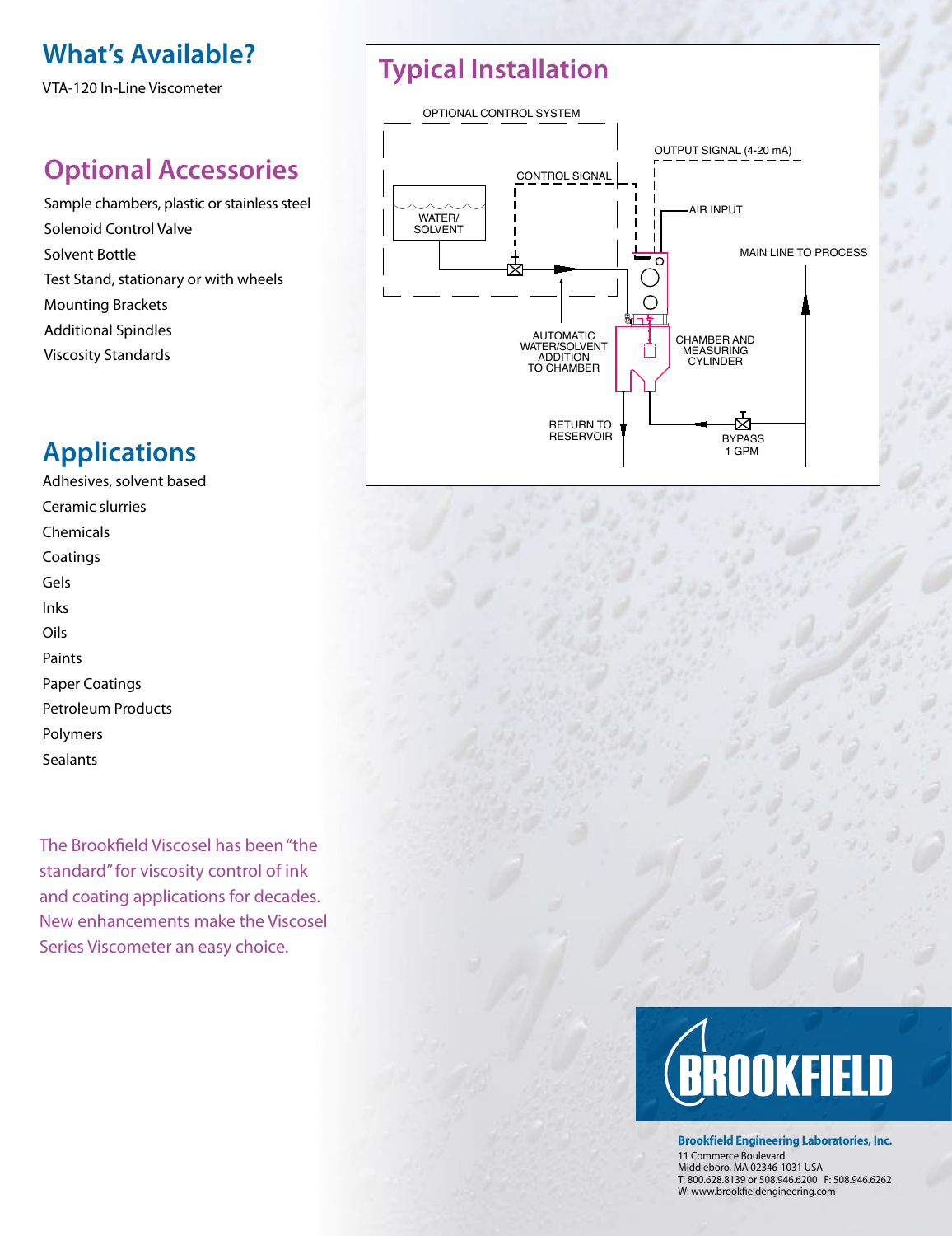## What's Available?

VTA-120 In-Line Viscometer

## Optional Accessories

Sample chambers, plastic or stainless steel
Solenoid Control Valve
Solvent Bottle
Test Stand, stationary or with wheels
Mounting Brackets
Additional Spindles
Viscosity Standards

## Applications

Adhesives, solvent based
Ceramic slurries
Chemicals
Coatings
Gels
Inks
Oils
Paints
Paper Coatings
Petroleum Products
Polymers
Sealants

The Brookfield Viscosel has been "the standard" for viscosity control of ink and coating applications for decades. New enhancements make the Viscosel Series Viscometer an easy choice.

## Typical Installation

OPTIONAL CONTROL SYSTEM
OUTPUT SIGNAL (4-20 mA)
CONTROL SIGNAL
AIR INPUT
WATER/ SOLVENT
MAIN LINE TO PROCESS
AUTOMATIC WATER/SOLVENT ADDITION TO CHAMBER
CHAMBER AND MEASURING CYLINDER
RETURN TO RESERVOIR
BYPASS 1 GPM

BROOKFIELD

**Brookfield Engineering Laboratories, Inc.**
11 Commerce Boulevard
Middleboro, MA 02346-1031 USA
T: 800.628.8139 or 508.946.6200 F: 508.946.6262
W: www.brookfieldengineering.com